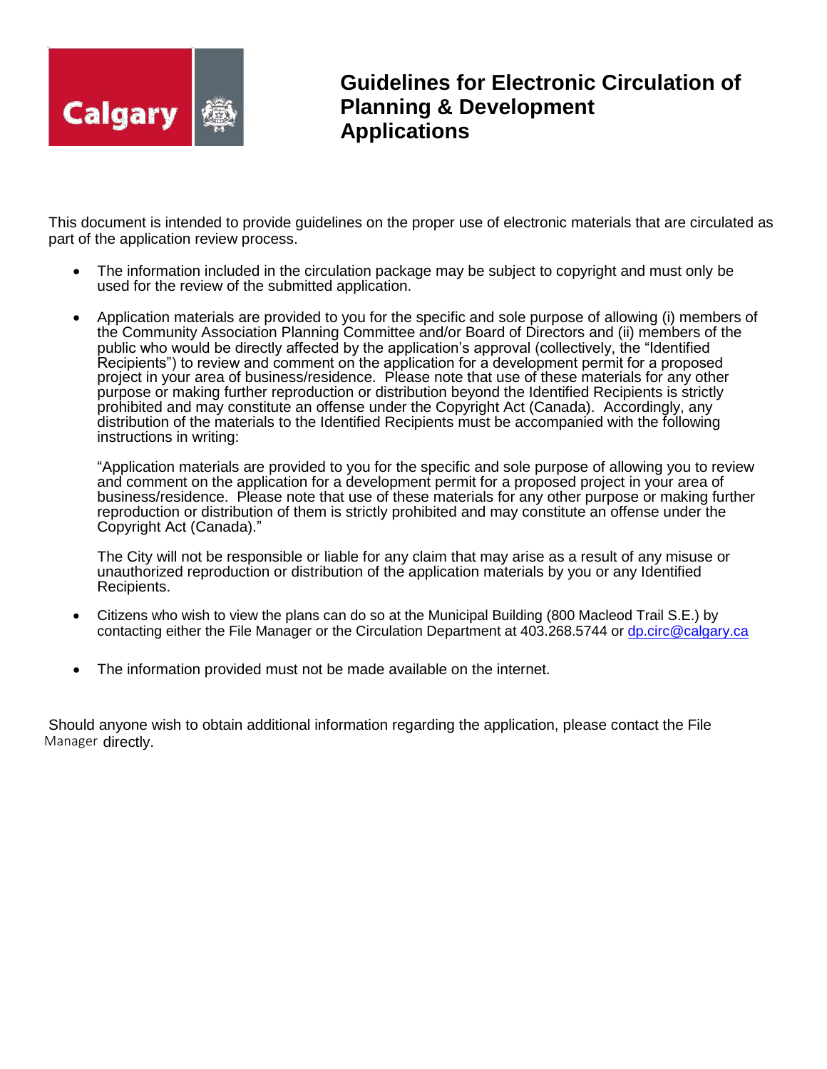Calgary

# Guidelines for Electronic Circulation of Planning & Development Applications

This document is intended to provide guidelines on the proper use of electronic materials that are circulated as part of the application review process.

- The information included in the circulation package may be subject to copyright and must only be used for the review of the submitted application.

- Application materials are provided to you for the specific and sole purpose of allowing (i) members of the Community Association Planning Committee and/or Board of Directors and (ii) members of the public who would be directly affected by the application's approval (collectively, the "Identified Recipients") to review and comment on the application for a development permit for a proposed project in your area of business/residence. Please note that use of these materials for any other purpose or making further reproduction or distribution beyond the Identified Recipients is strictly prohibited and may constitute an offense under the Copyright Act (Canada). Accordingly, any distribution of the materials to the Identified Recipients must be accompanied with the following instructions in writing:

  "Application materials are provided to you for the specific and sole purpose of allowing you to review and comment on the application for a development permit for a proposed project in your area of business/residence. Please note that use of these materials for any other purpose or making further reproduction or distribution of them is strictly prohibited and may constitute an offense under the Copyright Act (Canada)."

  The City will not be responsible or liable for any claim that may arise as a result of any misuse or unauthorized reproduction or distribution of the application materials by you or any Identified Recipients.

- Citizens who wish to view the plans can do so at the Municipal Building (800 Macleod Trail S.E.) by contacting either the File Manager or the Circulation Department at 403.268.5744 or dp.circ@calgary.ca

- The information provided must not be made available on the internet.

Should anyone wish to obtain additional information regarding the application, please contact the File Manager directly.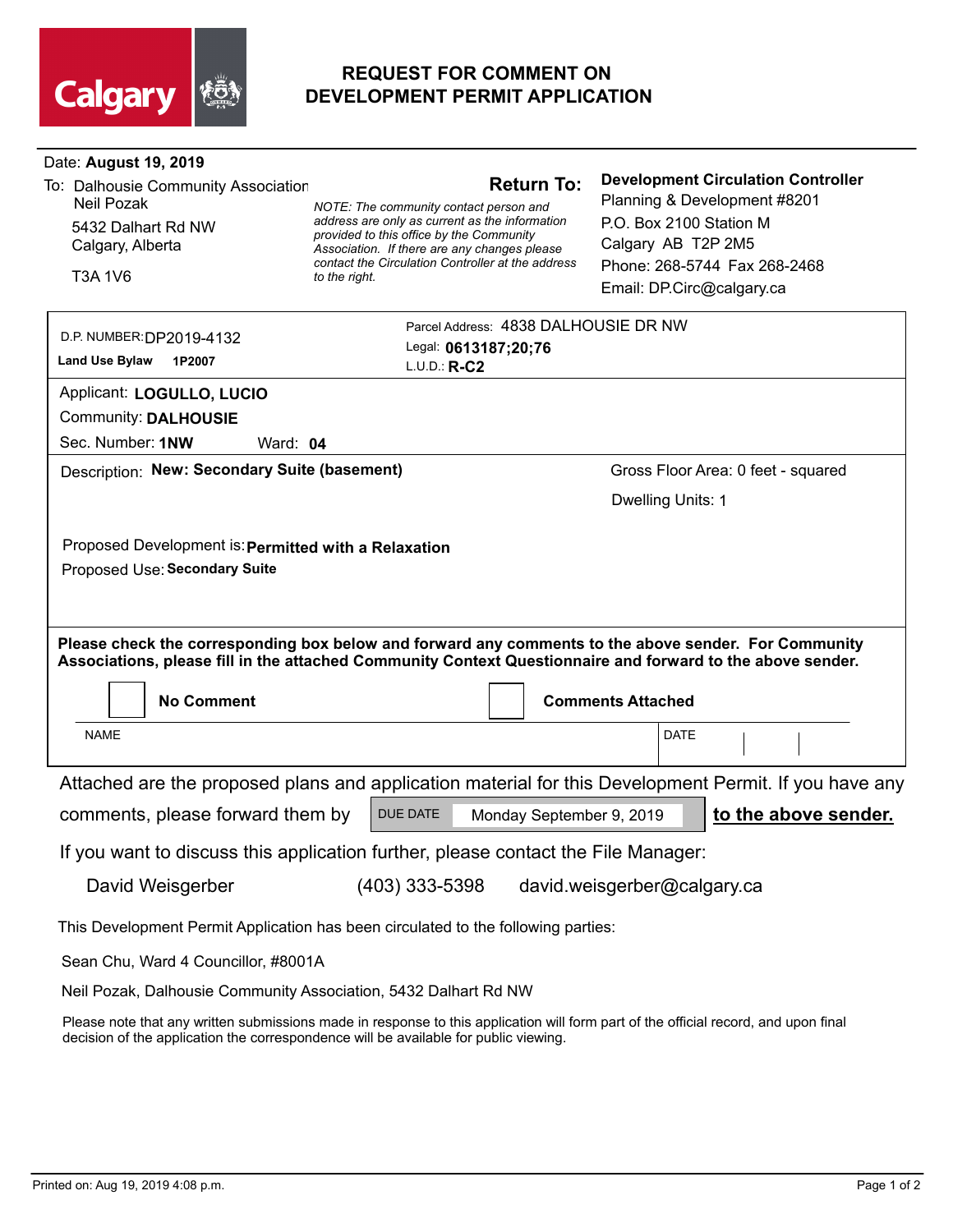# REQUEST FOR COMMENT ON DEVELOPMENT PERMIT APPLICATION

Date: **August 19, 2019**

To: Dalhousie Community Association
Neil Pozak
5432 Dalhart Rd NW
Calgary, Alberta
T3A 1V6

*NOTE: The community contact person and address are only as current as the information provided to this office by the Community Association. If there are any changes please contact the Circulation Controller at the address to the right.*

**Return To:**

**Development Circulation Controller**
Planning & Development #8201
P.O. Box 2100 Station M
Calgary AB T2P 2M5
Phone: 268-5744 Fax 268-2468
Email: DP.Circ@calgary.ca

D.P. NUMBER: DP2019-4132
**Land Use Bylaw 1P2007**

Parcel Address: 4838 DALHOUSIE DR NW
Legal: **0613187;20;76**
L.U.D.: **R-C2**

Applicant: **LOGULLO, LUCIO**
Community: **DALHOUSIE**
Sec. Number: **1NW** Ward: **04**

Description: **New: Secondary Suite (basement)**

Gross Floor Area: 0 feet - squared
Dwelling Units: 1

Proposed Development is: **Permitted with a Relaxation**
Proposed Use: **Secondary Suite**

**Please check the corresponding box below and forward any comments to the above sender. For Community Associations, please fill in the attached Community Context Questionnaire and forward to the above sender.**

☐ **No Comment** ☐ **Comments Attached**

NAME DATE

Attached are the proposed plans and application material for this Development Permit. If you have any comments, please forward them by DUE DATE Monday September 9, 2019 **to the above sender.**

If you want to discuss this application further, please contact the File Manager:

David Weisgerber (403) 333-5398 david.weisgerber@calgary.ca

This Development Permit Application has been circulated to the following parties:

Sean Chu, Ward 4 Councillor, #8001A

Neil Pozak, Dalhousie Community Association, 5432 Dalhart Rd NW

Please note that any written submissions made in response to this application will form part of the official record, and upon final decision of the application the correspondence will be available for public viewing.

Printed on: Aug 19, 2019 4:08 p.m.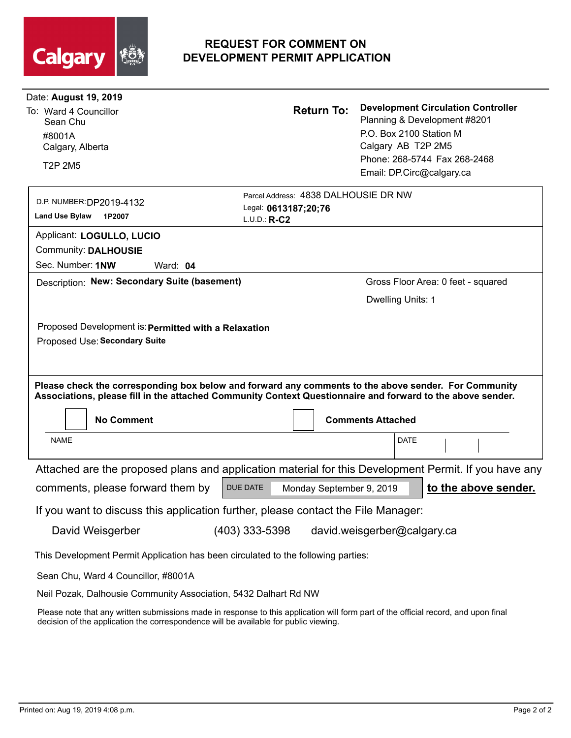Calgary

# REQUEST FOR COMMENT ON DEVELOPMENT PERMIT APPLICATION

Date: **August 19, 2019**

To: Ward 4 Councillor
Sean Chu
#8001A
Calgary, Alberta
T2P 2M5

**Return To:** **Development Circulation Controller**
Planning & Development #8201
P.O. Box 2100 Station M
Calgary AB T2P 2M5
Phone: 268-5744 Fax 268-2468
Email: DP.Circ@calgary.ca

D.P. NUMBER: DP2019-4132
**Land Use Bylaw** **1P2007**

Parcel Address: 4838 DALHOUSIE DR NW
Legal: **0613187;20;76**
L.U.D.: **R-C2**

Applicant: **LOGULLO, LUCIO**
Community: **DALHOUSIE**
Sec. Number: **1NW** Ward: **04**

Description: **New: Secondary Suite (basement)**

Gross Floor Area: 0 feet - squared
Dwelling Units: 1

Proposed Development is: **Permitted with a Relaxation**
Proposed Use: **Secondary Suite**

**Please check the corresponding box below and forward any comments to the above sender. For Community Associations, please fill in the attached Community Context Questionnaire and forward to the above sender.**

☐ **No Comment** ☐ **Comments Attached**

NAME DATE

Attached are the proposed plans and application material for this Development Permit. If you have any comments, please forward them by DUE DATE Monday September 9, 2019 **to the above sender.**

If you want to discuss this application further, please contact the File Manager:

David Weisgerber (403) 333-5398 david.weisgerber@calgary.ca

This Development Permit Application has been circulated to the following parties:

Sean Chu, Ward 4 Councillor, #8001A

Neil Pozak, Dalhousie Community Association, 5432 Dalhart Rd NW

Please note that any written submissions made in response to this application will form part of the official record, and upon final decision of the application the correspondence will be available for public viewing.

Printed on: Aug 19, 2019 4:08 p.m.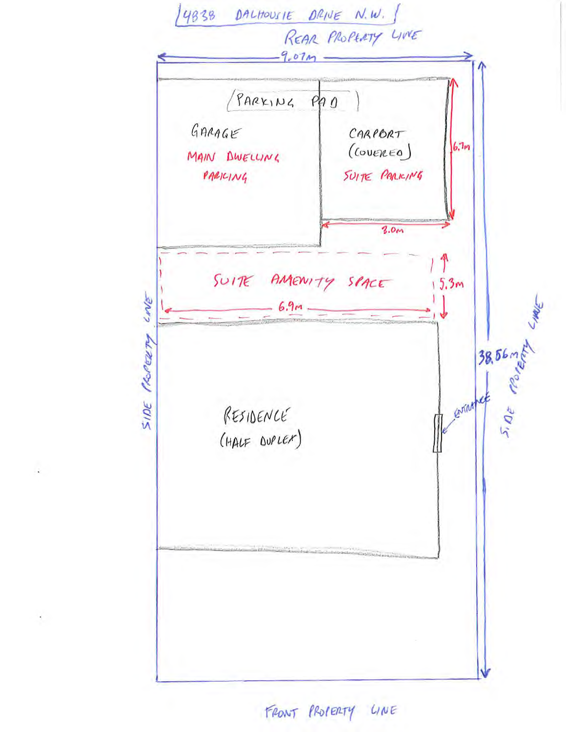4838 DALHOUSIE DRIVE N.W.

REAR PROPERTY LINE

9.07m

(PARKING PAD)

GARAGE

MAIN DWELLING PARKING

CARPORT (COVERED)

SUITE PARKING

6.7m

3.0m

SUITE AMENITY SPACE

5.3m

6.9m

SIDE PROPERTY LINE

38.56m

SIDE PROPERTY LINE

RESIDENCE (HALF DUPLEX)

ENTRANCE

FRONT PROPERTY LINE